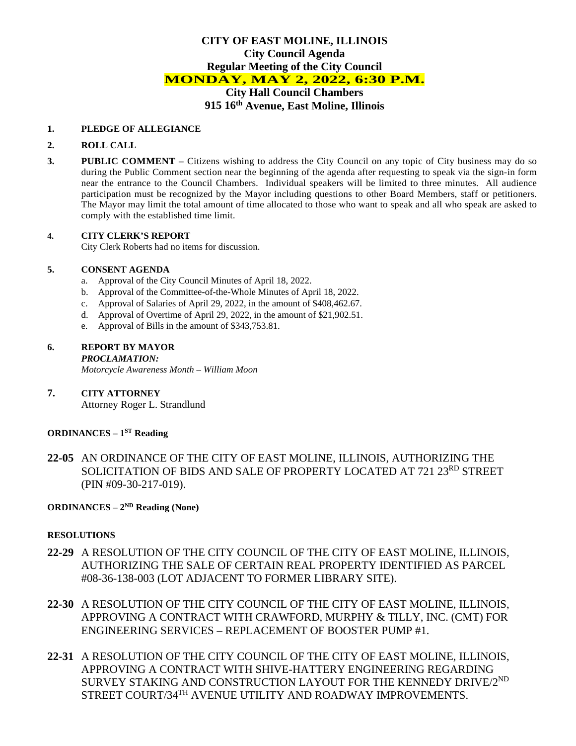# CITY OF EAST MOLINE, ILLINOIS

## City Council Agenda

## Regular Meeting of the City Council

## MONDAY, MAY 2, 2022, 6:30 P.M.

## City Hall Council Chambers

## 915 16th Avenue, East Moline, Illinois

**1. PLEDGE OF ALLEGIANCE**

**2. ROLL CALL**

**3. PUBLIC COMMENT –** Citizens wishing to address the City Council on any topic of City business may do so during the Public Comment section near the beginning of the agenda after requesting to speak via the sign-in form near the entrance to the Council Chambers. Individual speakers will be limited to three minutes. All audience participation must be recognized by the Mayor including questions to other Board Members, staff or petitioners. The Mayor may limit the total amount of time allocated to those who want to speak and all who speak are asked to comply with the established time limit.

**4. CITY CLERK'S REPORT**

City Clerk Roberts had no items for discussion.

**5. CONSENT AGENDA**

a. Approval of the City Council Minutes of April 18, 2022.
b. Approval of the Committee-of-the-Whole Minutes of April 18, 2022.
c. Approval of Salaries of April 29, 2022, in the amount of $408,462.67.
d. Approval of Overtime of April 29, 2022, in the amount of $21,902.51.
e. Approval of Bills in the amount of $343,753.81.

**6. REPORT BY MAYOR**

***PROCLAMATION:***

*Motorcycle Awareness Month – William Moon*

**7. CITY ATTORNEY**

Attorney Roger L. Strandlund

**ORDINANCES – 1ST Reading**

**22-05** AN ORDINANCE OF THE CITY OF EAST MOLINE, ILLINOIS, AUTHORIZING THE SOLICITATION OF BIDS AND SALE OF PROPERTY LOCATED AT 721 23RD STREET (PIN #09-30-217-019).

**ORDINANCES – 2ND Reading (None)**

**RESOLUTIONS**

**22-29** A RESOLUTION OF THE CITY COUNCIL OF THE CITY OF EAST MOLINE, ILLINOIS, AUTHORIZING THE SALE OF CERTAIN REAL PROPERTY IDENTIFIED AS PARCEL #08-36-138-003 (LOT ADJACENT TO FORMER LIBRARY SITE).

**22-30** A RESOLUTION OF THE CITY COUNCIL OF THE CITY OF EAST MOLINE, ILLINOIS, APPROVING A CONTRACT WITH CRAWFORD, MURPHY & TILLY, INC. (CMT) FOR ENGINEERING SERVICES – REPLACEMENT OF BOOSTER PUMP #1.

**22-31** A RESOLUTION OF THE CITY COUNCIL OF THE CITY OF EAST MOLINE, ILLINOIS, APPROVING A CONTRACT WITH SHIVE-HATTERY ENGINEERING REGARDING SURVEY STAKING AND CONSTRUCTION LAYOUT FOR THE KENNEDY DRIVE/2ND STREET COURT/34TH AVENUE UTILITY AND ROADWAY IMPROVEMENTS.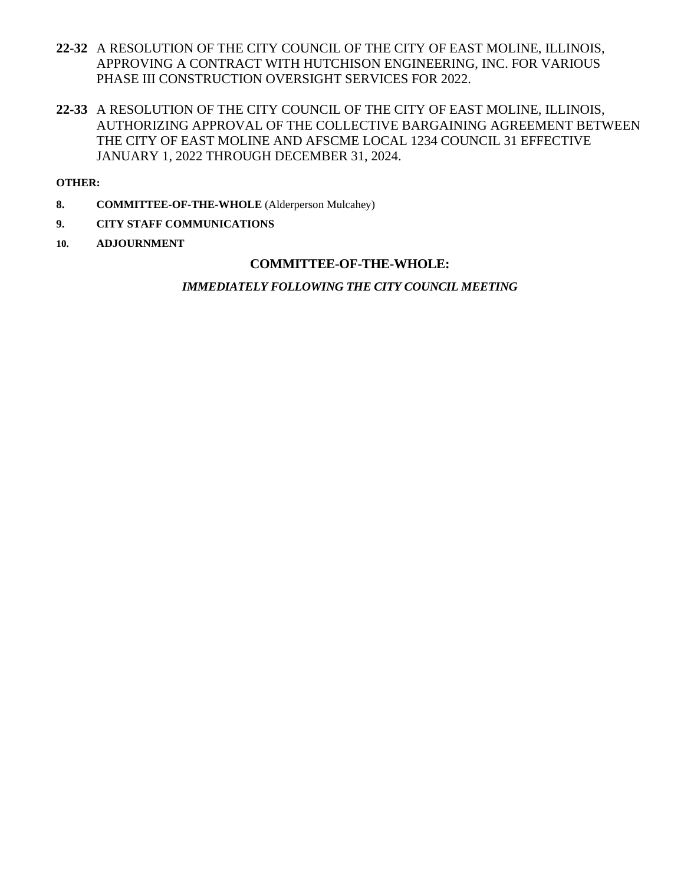**22-32** A RESOLUTION OF THE CITY COUNCIL OF THE CITY OF EAST MOLINE, ILLINOIS, APPROVING A CONTRACT WITH HUTCHISON ENGINEERING, INC. FOR VARIOUS PHASE III CONSTRUCTION OVERSIGHT SERVICES FOR 2022.

**22-33** A RESOLUTION OF THE CITY COUNCIL OF THE CITY OF EAST MOLINE, ILLINOIS, AUTHORIZING APPROVAL OF THE COLLECTIVE BARGAINING AGREEMENT BETWEEN THE CITY OF EAST MOLINE AND AFSCME LOCAL 1234 COUNCIL 31 EFFECTIVE JANUARY 1, 2022 THROUGH DECEMBER 31, 2024.

**OTHER:**

**8. COMMITTEE-OF-THE-WHOLE** (Alderperson Mulcahey)

**9. CITY STAFF COMMUNICATIONS**

**10. ADJOURNMENT**

## COMMITTEE-OF-THE-WHOLE:

***IMMEDIATELY FOLLOWING THE CITY COUNCIL MEETING***